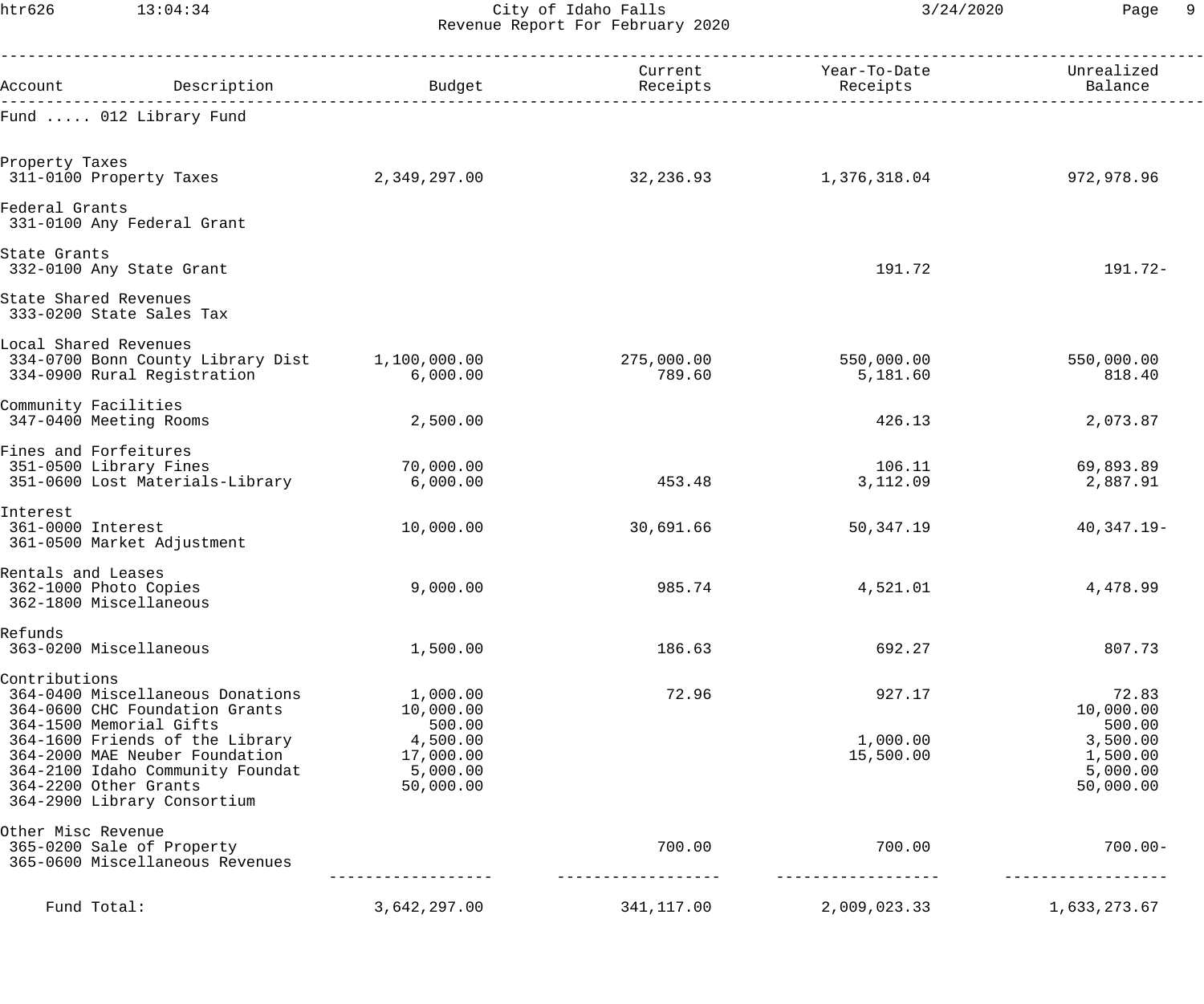# City of Idaho Falls
## Revenue Report For February 2020

| Account | Description | Budget | Current Receipts | Year-To-Date Receipts | Unrealized Balance |
|---|---|---|---|---|---|
| **Fund ..... 012 Library Fund** | | | | | |
| **Property Taxes** | | | | | |
| 311-0100 | Property Taxes | 2,349,297.00 | 32,236.93 | 1,376,318.04 | 972,978.96 |
| **Federal Grants** | | | | | |
| 331-0100 | Any Federal Grant | | | | |
| **State Grants** | | | | | |
| 332-0100 | Any State Grant | | | 191.72 | 191.72- |
| **State Shared Revenues** | | | | | |
| 333-0200 | State Sales Tax | | | | |
| **Local Shared Revenues** | | | | | |
| 334-0700 | Bonn County Library Dist | 1,100,000.00 | 275,000.00 | 550,000.00 | 550,000.00 |
| 334-0900 | Rural Registration | 6,000.00 | 789.60 | 5,181.60 | 818.40 |
| **Community Facilities** | | | | | |
| 347-0400 | Meeting Rooms | 2,500.00 | | 426.13 | 2,073.87 |
| **Fines and Forfeitures** | | | | | |
| 351-0500 | Library Fines | 70,000.00 | | 106.11 | 69,893.89 |
| 351-0600 | Lost Materials-Library | 6,000.00 | 453.48 | 3,112.09 | 2,887.91 |
| **Interest** | | | | | |
| 361-0000 | Interest | 10,000.00 | 30,691.66 | 50,347.19 | 40,347.19- |
| 361-0500 | Market Adjustment | | | | |
| **Rentals and Leases** | | | | | |
| 362-1000 | Photo Copies | 9,000.00 | 985.74 | 4,521.01 | 4,478.99 |
| 362-1800 | Miscellaneous | | | | |
| **Refunds** | | | | | |
| 363-0200 | Miscellaneous | 1,500.00 | 186.63 | 692.27 | 807.73 |
| **Contributions** | | | | | |
| 364-0400 | Miscellaneous Donations | 1,000.00 | 72.96 | 927.17 | 72.83 |
| 364-0600 | CHC Foundation Grants | 10,000.00 | | | 10,000.00 |
| 364-1500 | Memorial Gifts | 500.00 | | | 500.00 |
| 364-1600 | Friends of the Library | 4,500.00 | | 1,000.00 | 3,500.00 |
| 364-2000 | MAE Neuber Foundation | 17,000.00 | | 15,500.00 | 1,500.00 |
| 364-2100 | Idaho Community Foundat | 5,000.00 | | | 5,000.00 |
| 364-2200 | Other Grants | 50,000.00 | | | 50,000.00 |
| 364-2900 | Library Consortium | | | | |
| **Other Misc Revenue** | | | | | |
| 365-0200 | Sale of Property | | 700.00 | 700.00 | 700.00- |
| 365-0600 | Miscellaneous Revenues | | | | |
| **Fund Total:** | | 3,642,297.00 | 341,117.00 | 2,009,023.33 | 1,633,273.67 |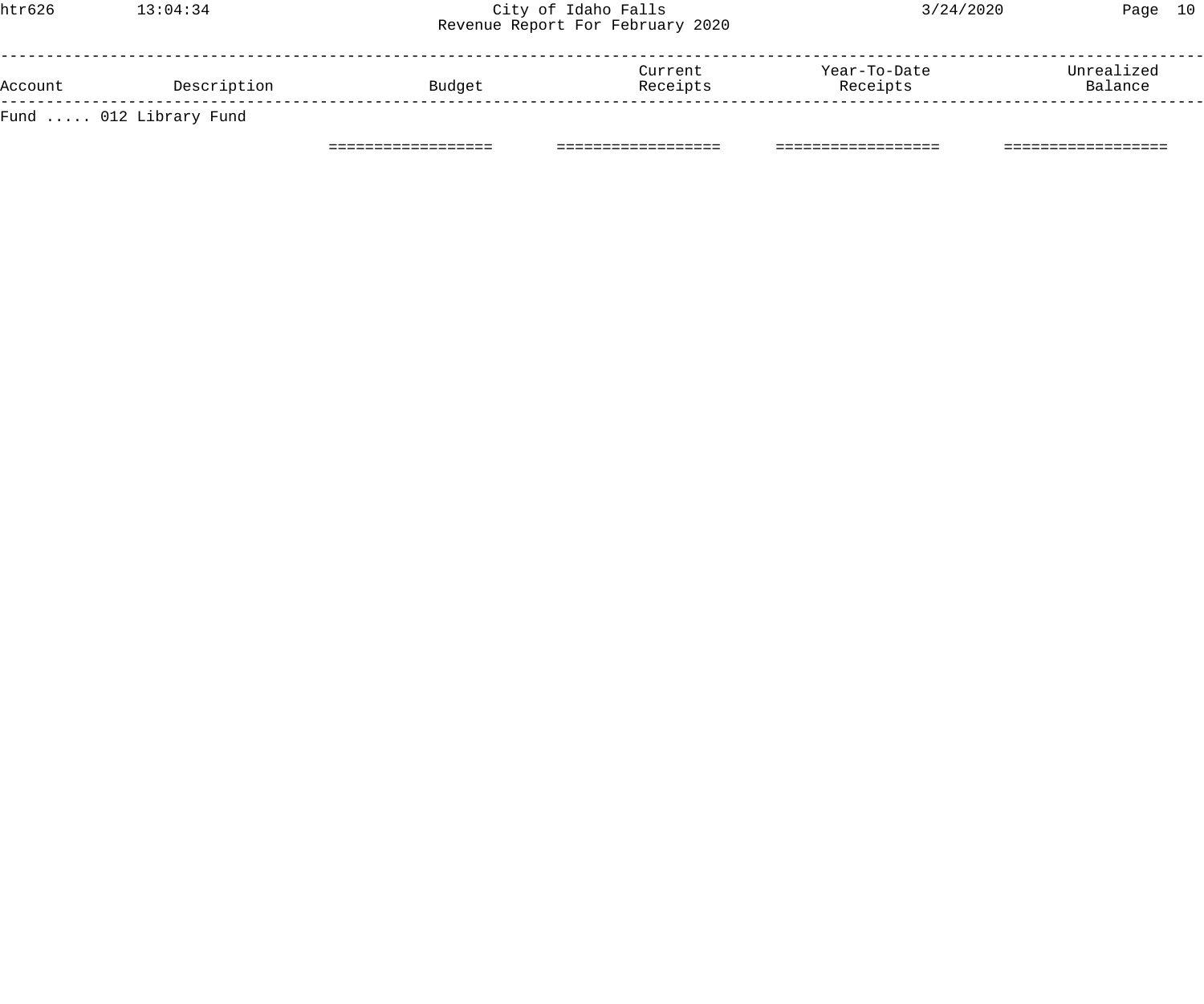City of Idaho Falls
Revenue Report For February 2020

| Account | Description | Budget | Current Receipts | Year-To-Date Receipts | Unrealized Balance |
|---|---|---|---|---|---|

Fund ..... 012 Library Fund

| | | | | | |
|---|---|---|---|---|---|
| | | ================== | ================== | ================== | ================== |